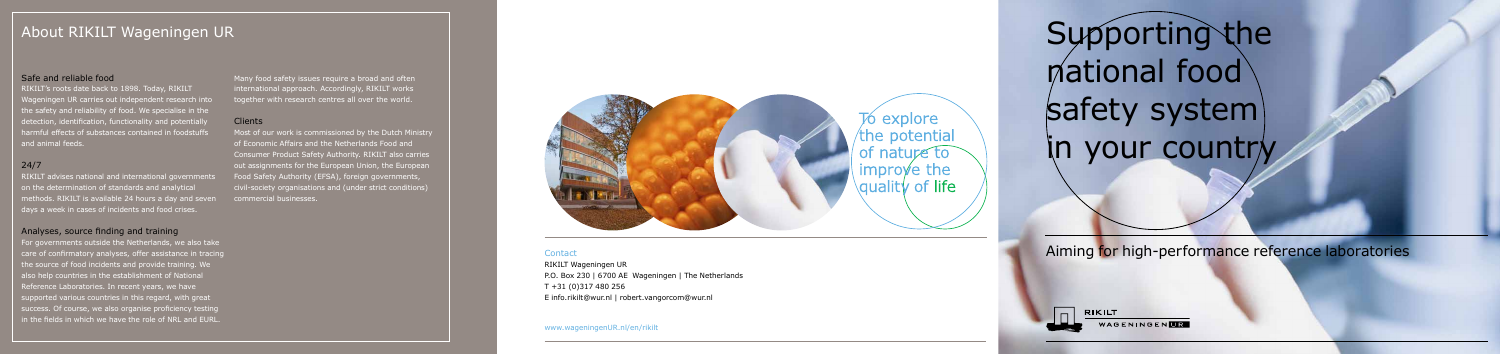# About RIKILT Wageningen UR

### Safe and reliable food

RIKILT's roots date back to 1898. Today, RIKILT Wageningen UR carries out independent research into the safety and reliability of food. We specialise in the detection, identification, functionality and potentially harmful effects of substances contained in foodstuffs and animal feeds.

### 24/7

RIKILT advises national and international governments on the determination of standards and analytical methods. RIKILT is available 24 hours a day and seven days a week in cases of incidents and food crises.

### Analyses, source finding and training

For governments outside the Netherlands, we also take care of confirmatory analyses, offer assistance in tracing the source of food incidents and provide training. We also help countries in the establishment of National Reference Laboratories. In recent years, we have supported various countries in this regard, with great success. Of course, we also organise proficiency testing in the fields in which we have the role of NRL and EURL.

Many food safety issues require a broad and often international approach. Accordingly, RIKILT works together with research centres all over the world.

### Clients

Most of our work is commissioned by the Dutch Ministry of Economic Affairs and the Netherlands Food and Consumer Product Safety Authority. RIKILT also carries out assignments for the European Union, the European Food Safety Authority (EFSA), foreign governments, civil-society organisations and (under strict conditions) commercial businesses.

To explore the potential of nature to improve the quality of life

Contact

RIKILT Wageningen UR
P.O. Box 230 | 6700 AE Wageningen | The Netherlands
T +31 (0)317 480 256
E info.rikilt@wur.nl | robert.vangorcom@wur.nl

www.wageningenUR.nl/en/rikilt

# Supporting the national food safety system in your country

## Aiming for high-performance reference laboratories

RIKILT WAGENINGEN UR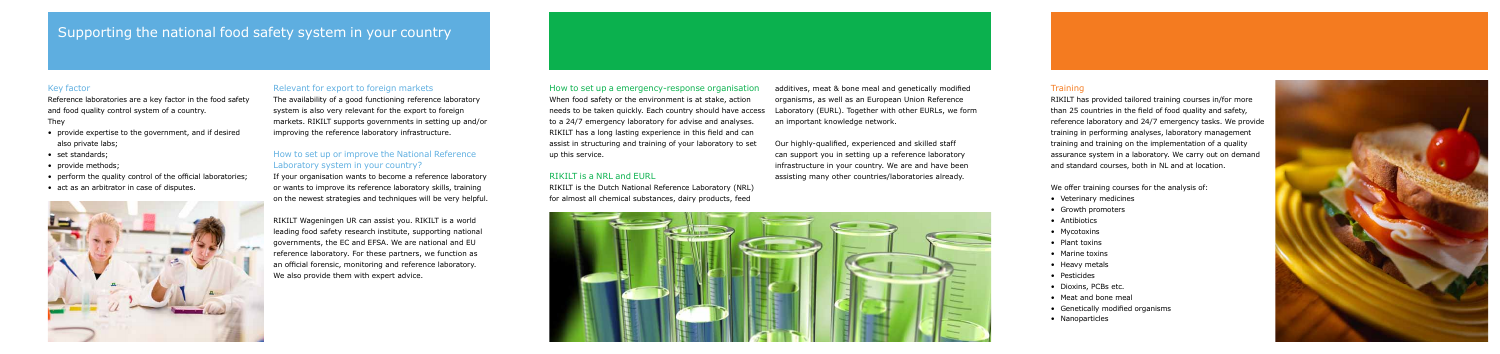# Supporting the national food safety system in your country

## Key factor

Reference laboratories are a key factor in the food safety and food quality control system of a country. They

- provide expertise to the government, and if desired also private labs;
- set standards;
- provide methods;
- perform the quality control of the official laboratories;
- act as an arbitrator in case of disputes.

## Relevant for export to foreign markets

The availability of a good functioning reference laboratory system is also very relevant for the export to foreign markets. RIKILT supports governments in setting up and/or improving the reference laboratory infrastructure.

## How to set up or improve the National Reference Laboratory system in your country?

If your organisation wants to become a reference laboratory or wants to improve its reference laboratory skills, training on the newest strategies and techniques will be very helpful.

RIKILT Wageningen UR can assist you. RIKILT is a world leading food safety research institute, supporting national governments, the EC and EFSA. We are national and EU reference laboratory. For these partners, we function as an official forensic, monitoring and reference laboratory. We also provide them with expert advice.

## How to set up a emergency-response organisation

When food safety or the environment is at stake, action needs to be taken quickly. Each country should have access to a 24/7 emergency laboratory for advise and analyses. RIKILT has a long lasting experience in this field and can assist in structuring and training of your laboratory to set up this service.

## RIKILT is a NRL and EURL

RIKILT is the Dutch National Reference Laboratory (NRL) for almost all chemical substances, dairy products, feed additives, meat & bone meal and genetically modified organisms, as well as an European Union Reference Laboratory (EURL). Together with other EURLs, we form an important knowledge network.

Our highly-qualified, experienced and skilled staff can support you in setting up a reference laboratory infrastructure in your country. We are and have been assisting many other countries/laboratories already.

## Training

RIKILT has provided tailored training courses in/for more than 25 countries in the field of food quality and safety, reference laboratory and 24/7 emergency tasks. We provide training in performing analyses, laboratory management training and training on the implementation of a quality assurance system in a laboratory. We carry out on demand and standard courses, both in NL and at location.

We offer training courses for the analysis of:

- Veterinary medicines
- Growth promoters
- Antibiotics
- Mycotoxins
- Plant toxins
- Marine toxins
- Heavy metals
- Pesticides
- Dioxins, PCBs etc.
- Meat and bone meal
- Genetically modified organisms
- Nanoparticles